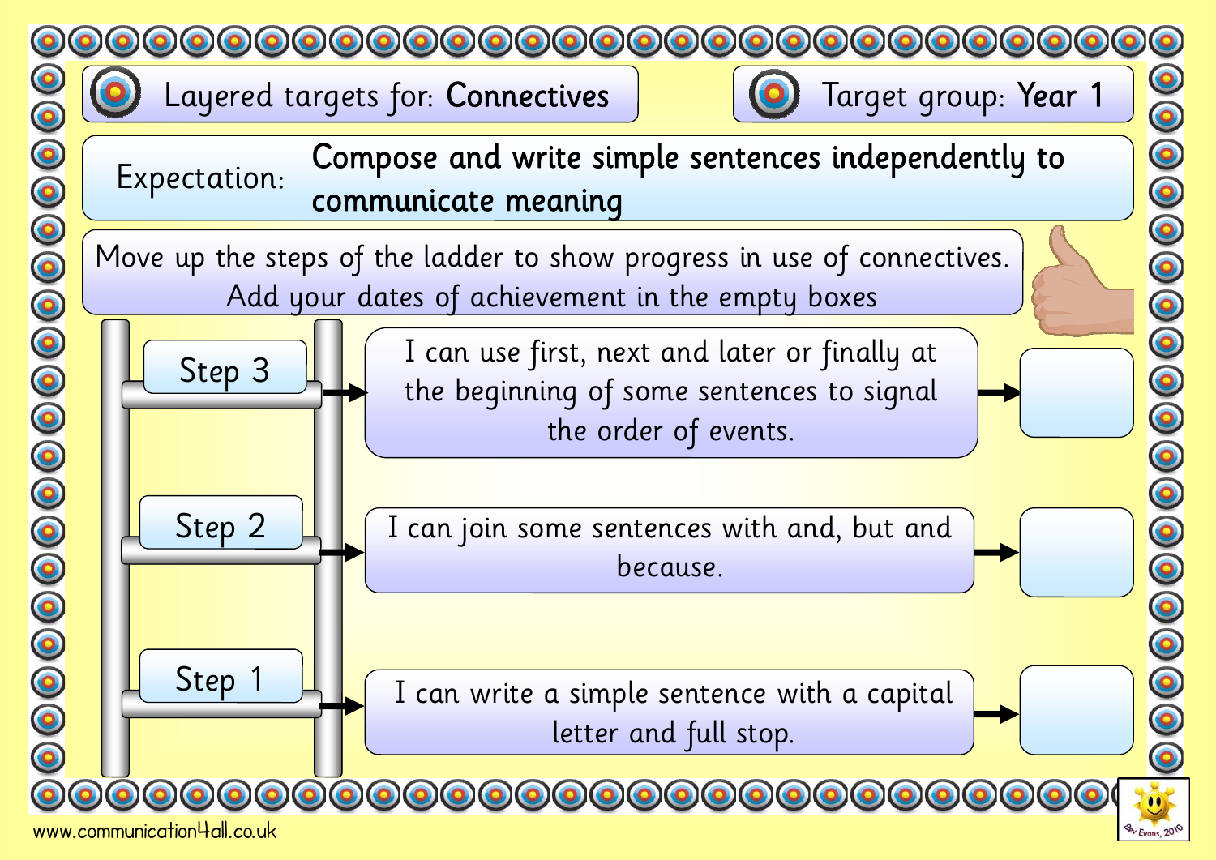**Layered targets for:** Connectives

**Target group:** Year 1

**Expectation:** Compose and write simple sentences independently to communicate meaning

Move up the steps of the ladder to show progress in use of connectives. Add your dates of achievement in the empty boxes

| Step | Target | Date of achievement |
|---|---|---|
| Step 3 | I can use first, next and later or finally at the beginning of some sentences to signal the order of events. | |
| Step 2 | I can join some sentences with and, but and because. | |
| Step 1 | I can write a simple sentence with a capital letter and full stop. | |

www.communication4all.co.uk

Bev Evans, 2010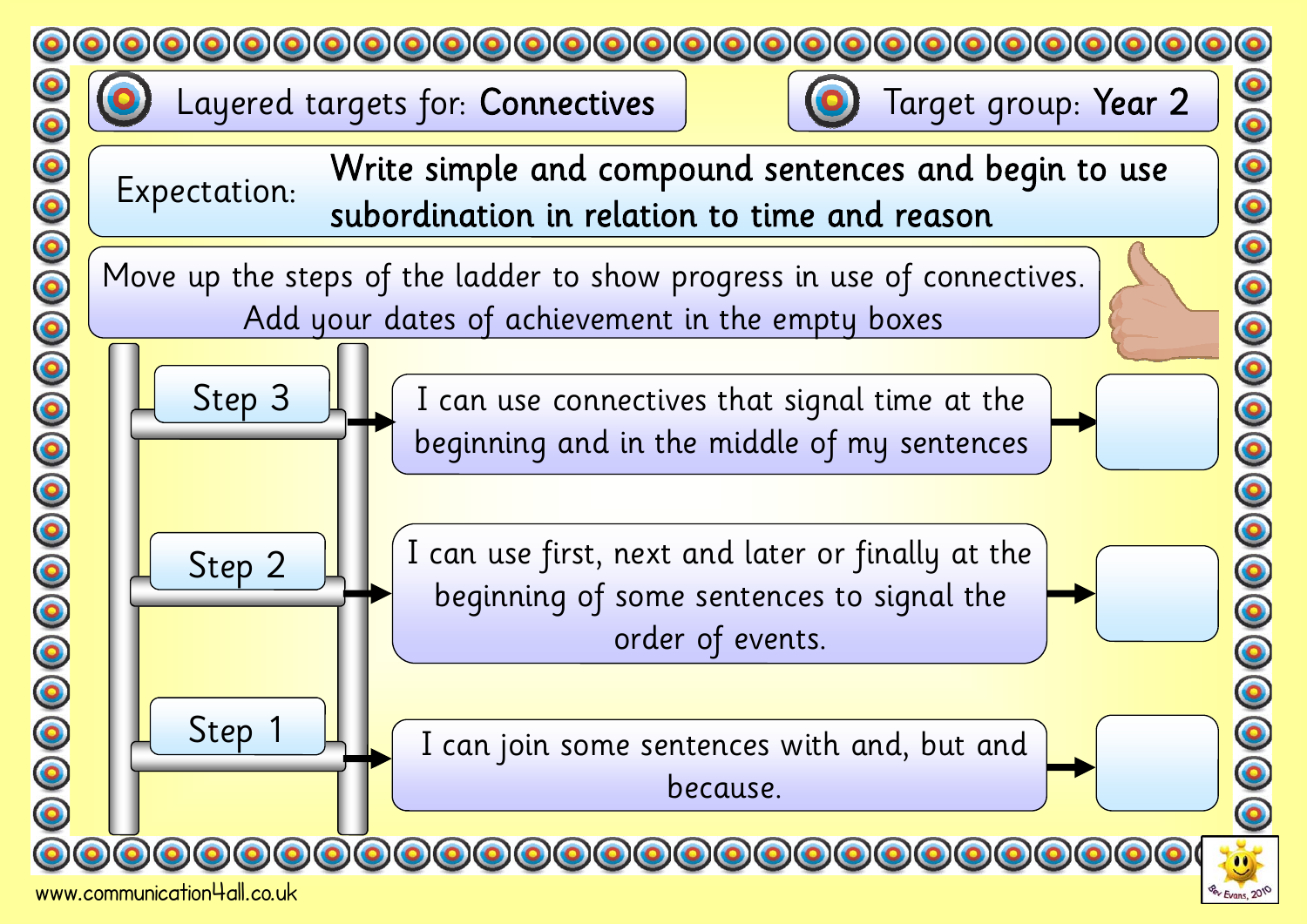**Layered targets for: Connectives**

**Target group: Year 2**

Expectation: **Write simple and compound sentences and begin to use subordination in relation to time and reason**

Move up the steps of the ladder to show progress in use of connectives. Add your dates of achievement in the empty boxes

| Step | Target | Date of achievement |
| --- | --- | --- |
| Step 3 | I can use connectives that signal time at the beginning and in the middle of my sentences | |
| Step 2 | I can use first, next and later or finally at the beginning of some sentences to signal the order of events. | |
| Step 1 | I can join some sentences with and, but and because. | |

www.communication4all.co.uk

Bev Evans, 2010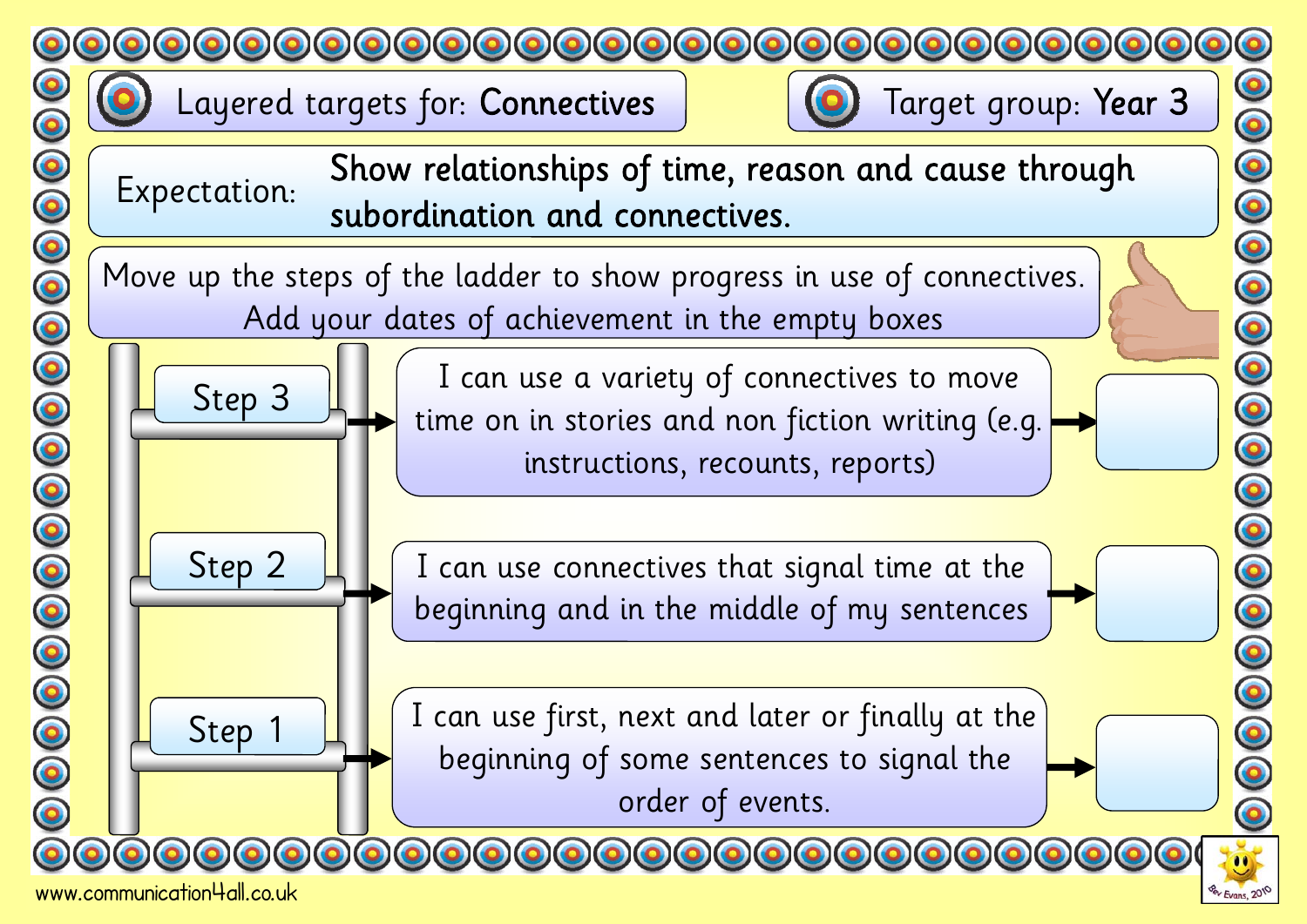Layered targets for: **Connectives**

Target group: **Year 3**

Expectation: **Show relationships of time, reason and cause through subordination and connectives.**

Move up the steps of the ladder to show progress in use of connectives. Add your dates of achievement in the empty boxes

| Step | Target | Date of achievement |
|---|---|---|
| Step 3 | I can use a variety of connectives to move time on in stories and non fiction writing (e.g. instructions, recounts, reports) | |
| Step 2 | I can use connectives that signal time at the beginning and in the middle of my sentences | |
| Step 1 | I can use first, next and later or finally at the beginning of some sentences to signal the order of events. | |

www.communication4all.co.uk

Bev Evans, 2010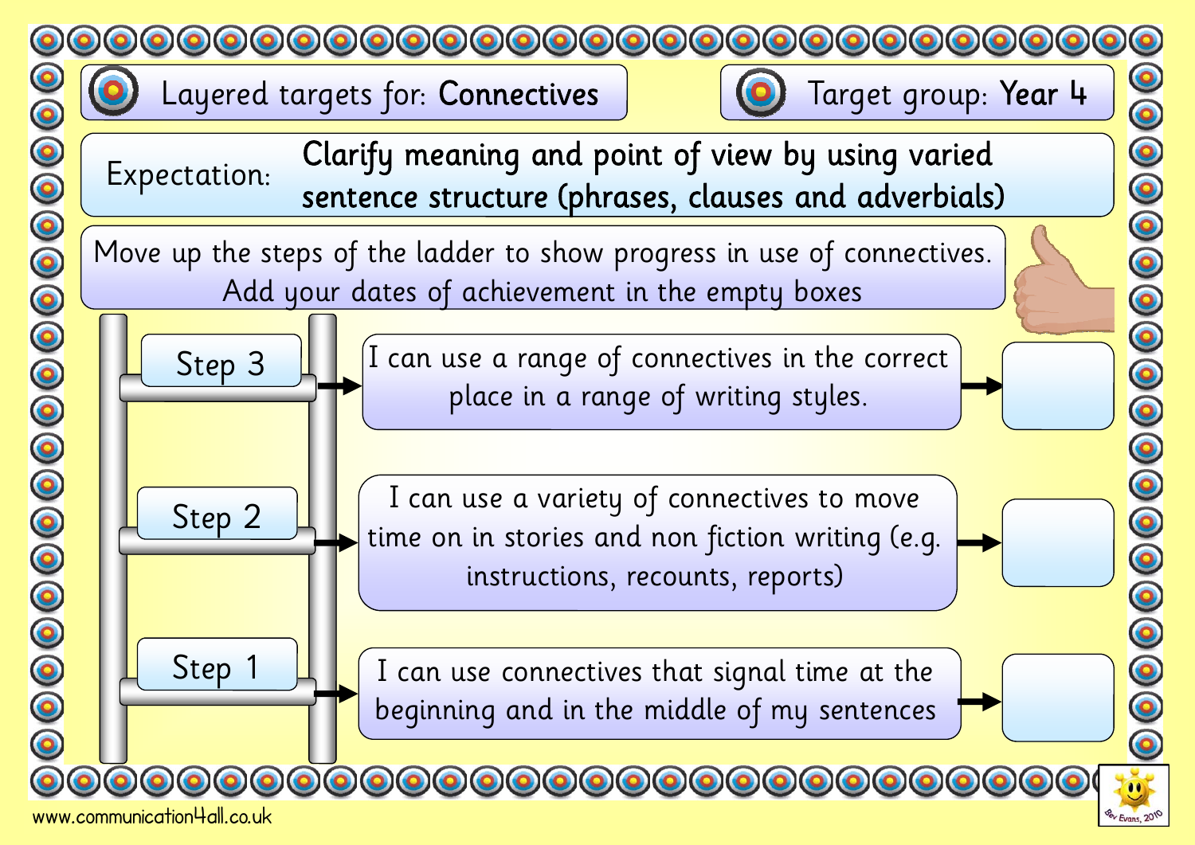# Layered targets for: **Connectives**

**Target group: Year 4**

Expectation: **Clarify meaning and point of view by using varied sentence structure (phrases, clauses and adverbials)**

Move up the steps of the ladder to show progress in use of connectives. Add your dates of achievement in the empty boxes

| Step | Target | Date |
| --- | --- | --- |
| Step 3 | I can use a range of connectives in the correct place in a range of writing styles. | |
| Step 2 | I can use a variety of connectives to move time on in stories and non fiction writing (e.g. instructions, recounts, reports) | |
| Step 1 | I can use connectives that signal time at the beginning and in the middle of my sentences | |

www.communication4all.co.uk

Bev Evans, 2010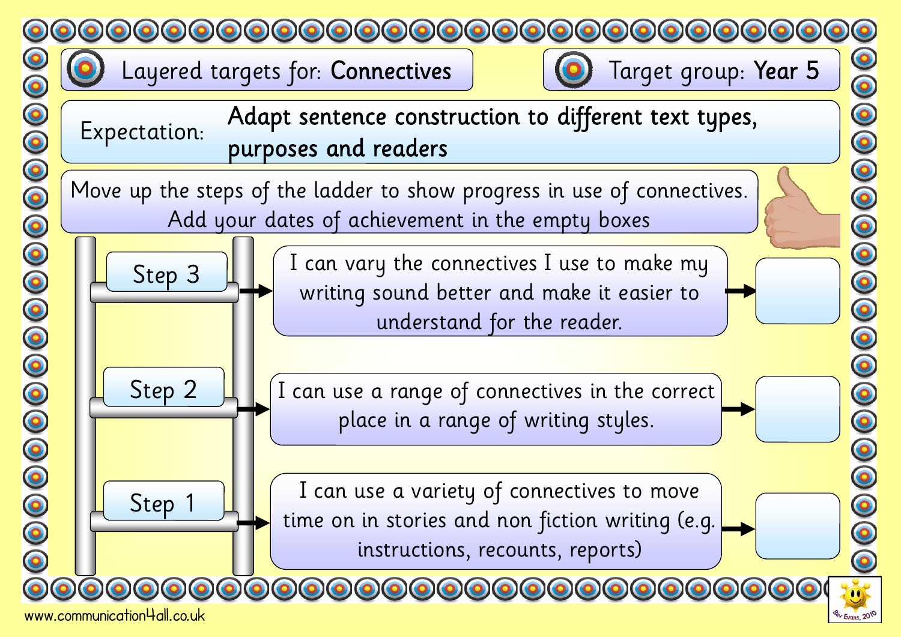**Layered targets for: Connectives**

**Target group: Year 5**

**Expectation:** **Adapt sentence construction to different text types, purposes and readers**

Move up the steps of the ladder to show progress in use of connectives. Add your dates of achievement in the empty boxes

| Step | Target | Date of achievement |
| --- | --- | --- |
| Step 3 | I can vary the connectives I use to make my writing sound better and make it easier to understand for the reader. | |
| Step 2 | I can use a range of connectives in the correct place in a range of writing styles. | |
| Step 1 | I can use a variety of connectives to move time on in stories and non fiction writing (e.g. instructions, recounts, reports) | |

www.communication4all.co.uk

Bev Evans, 2010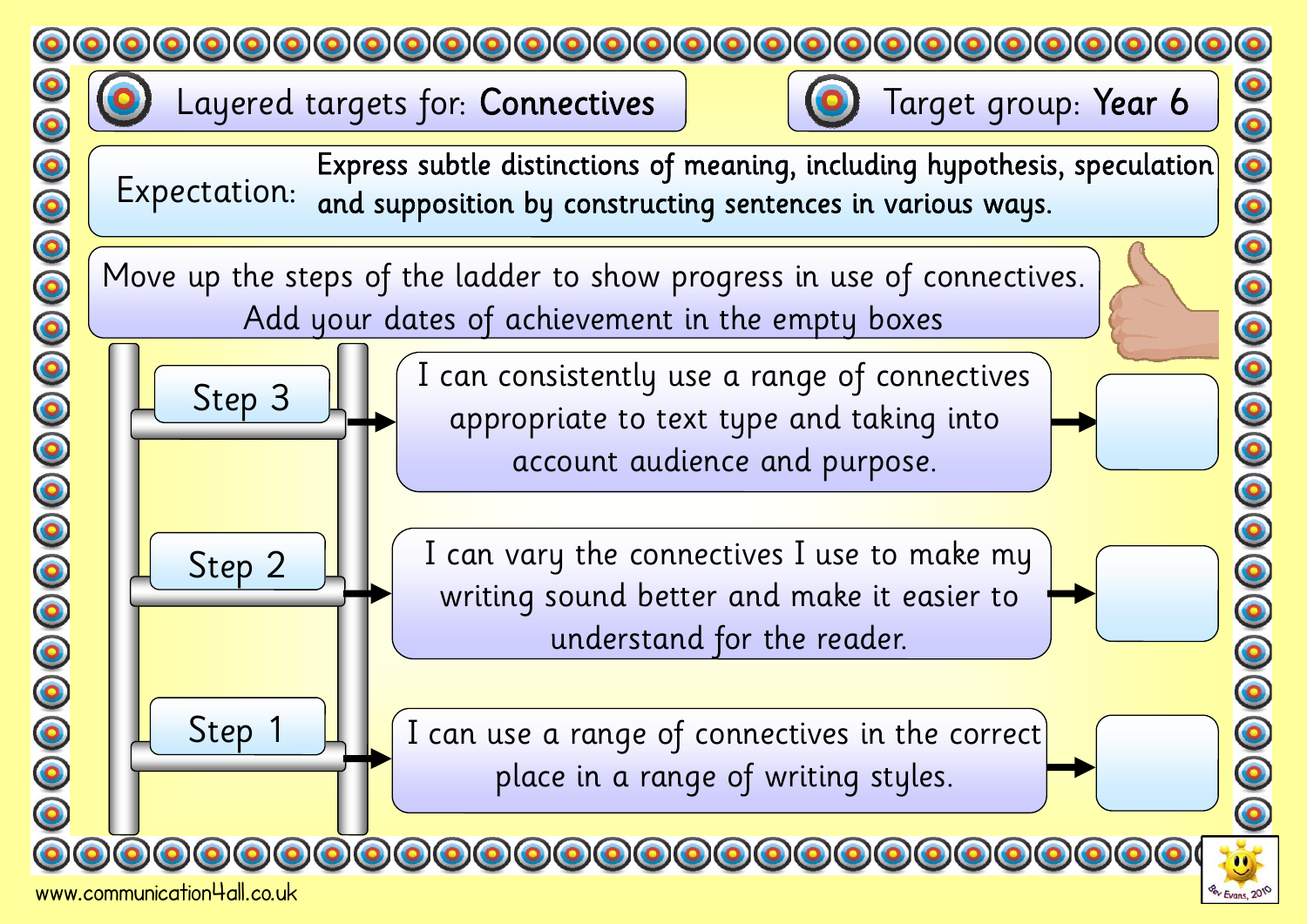# Layered targets for: **Connectives**

## Target group: **Year 6**

Expectation: **Express subtle distinctions of meaning, including hypothesis, speculation and supposition by constructing sentences in various ways.**

Move up the steps of the ladder to show progress in use of connectives. Add your dates of achievement in the empty boxes

| | | |
|---|---|---|
| Step 3 | I can consistently use a range of connectives appropriate to text type and taking into account audience and purpose. | |
| Step 2 | I can vary the connectives I use to make my writing sound better and make it easier to understand for the reader. | |
| Step 1 | I can use a range of connectives in the correct place in a range of writing styles. | |

www.communication4all.co.uk

Bev Evans, 2010